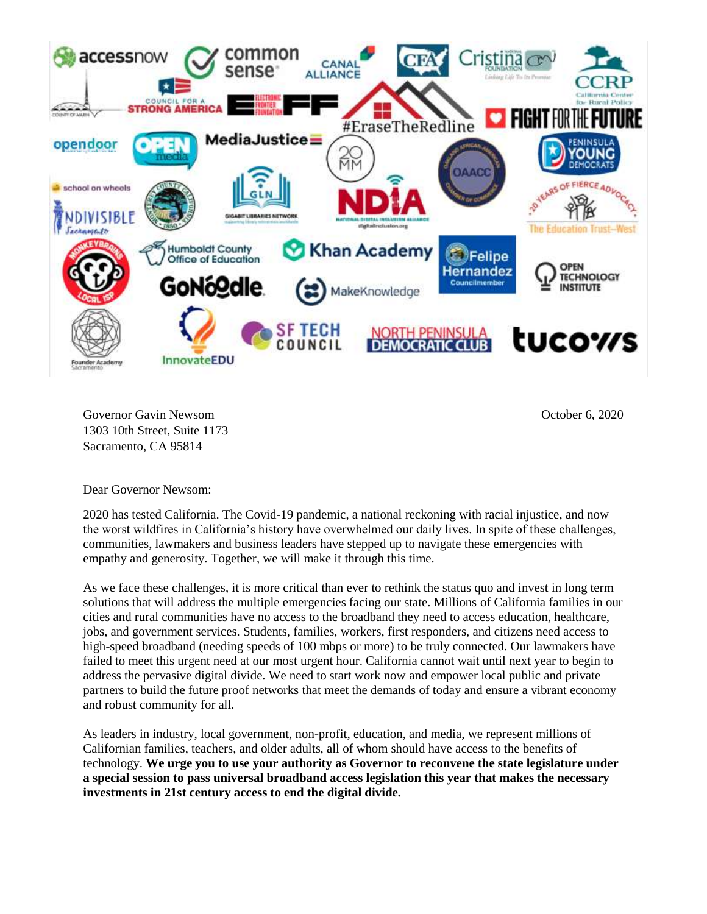Governor Gavin Newsom
1303 10th Street, Suite 1173
Sacramento, CA 95814

October 6, 2020

Dear Governor Newsom:

2020 has tested California. The Covid-19 pandemic, a national reckoning with racial injustice, and now the worst wildfires in California's history have overwhelmed our daily lives. In spite of these challenges, communities, lawmakers and business leaders have stepped up to navigate these emergencies with empathy and generosity. Together, we will make it through this time.

As we face these challenges, it is more critical than ever to rethink the status quo and invest in long term solutions that will address the multiple emergencies facing our state. Millions of California families in our cities and rural communities have no access to the broadband they need to access education, healthcare, jobs, and government services. Students, families, workers, first responders, and citizens need access to high-speed broadband (needing speeds of 100 mbps or more) to be truly connected. Our lawmakers have failed to meet this urgent need at our most urgent hour. California cannot wait until next year to begin to address the pervasive digital divide. We need to start work now and empower local public and private partners to build the future proof networks that meet the demands of today and ensure a vibrant economy and robust community for all.

As leaders in industry, local government, non-profit, education, and media, we represent millions of Californian families, teachers, and older adults, all of whom should have access to the benefits of technology. **We urge you to use your authority as Governor to reconvene the state legislature under a special session to pass universal broadband access legislation this year that makes the necessary investments in 21st century access to end the digital divide.**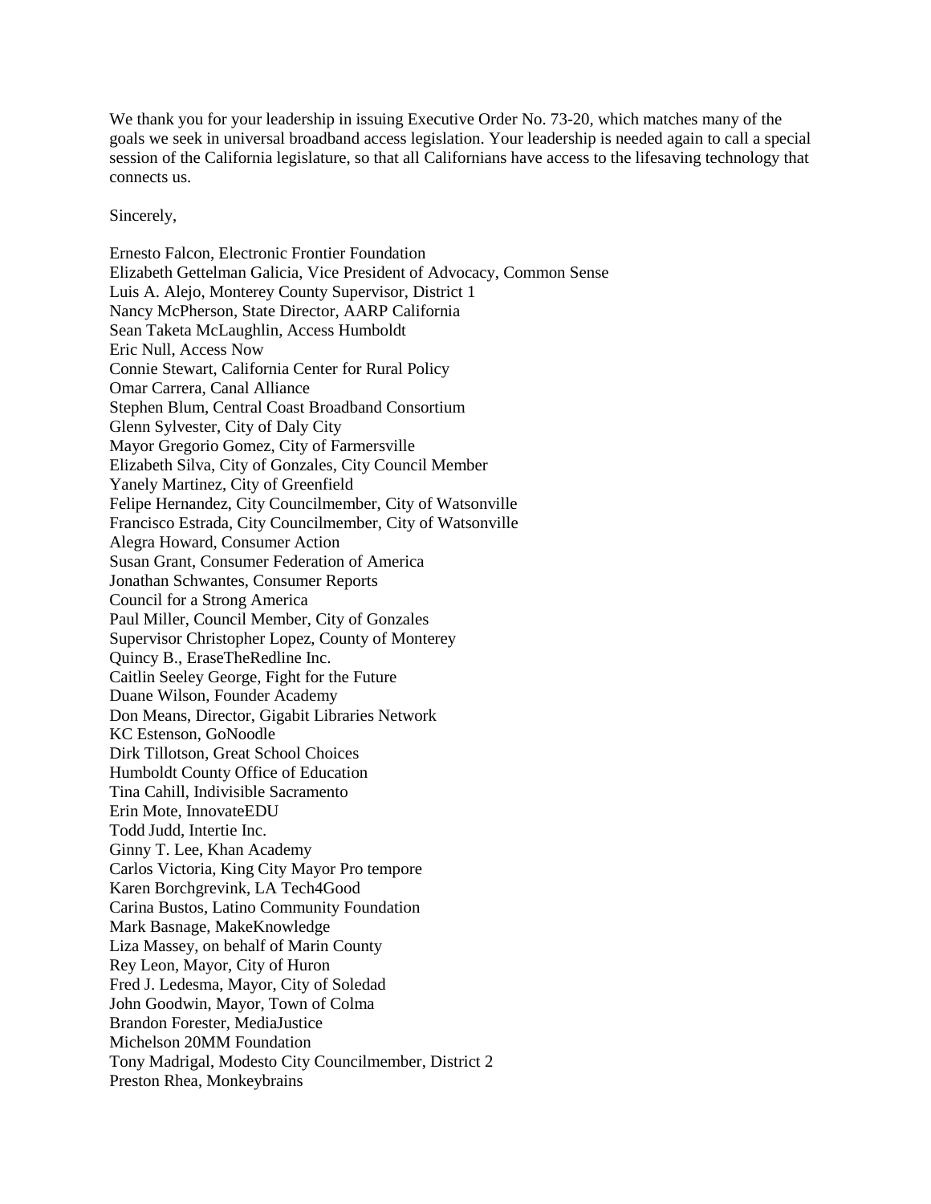We thank you for your leadership in issuing Executive Order No. 73-20, which matches many of the goals we seek in universal broadband access legislation. Your leadership is needed again to call a special session of the California legislature, so that all Californians have access to the lifesaving technology that connects us.

Sincerely,

Ernesto Falcon, Electronic Frontier Foundation
Elizabeth Gettelman Galicia, Vice President of Advocacy, Common Sense
Luis A. Alejo, Monterey County Supervisor, District 1
Nancy McPherson, State Director, AARP California
Sean Taketa McLaughlin, Access Humboldt
Eric Null, Access Now
Connie Stewart, California Center for Rural Policy
Omar Carrera, Canal Alliance
Stephen Blum, Central Coast Broadband Consortium
Glenn Sylvester, City of Daly City
Mayor Gregorio Gomez, City of Farmersville
Elizabeth Silva, City of Gonzales, City Council Member
Yanely Martinez, City of Greenfield
Felipe Hernandez, City Councilmember, City of Watsonville
Francisco Estrada, City Councilmember, City of Watsonville
Alegra Howard, Consumer Action
Susan Grant, Consumer Federation of America
Jonathan Schwantes, Consumer Reports
Council for a Strong America
Paul Miller, Council Member, City of Gonzales
Supervisor Christopher Lopez, County of Monterey
Quincy B., EraseTheRedline Inc.
Caitlin Seeley George, Fight for the Future
Duane Wilson, Founder Academy
Don Means, Director, Gigabit Libraries Network
KC Estenson, GoNoodle
Dirk Tillotson, Great School Choices
Humboldt County Office of Education
Tina Cahill, Indivisible Sacramento
Erin Mote, InnovateEDU
Todd Judd, Intertie Inc.
Ginny T. Lee, Khan Academy
Carlos Victoria, King City Mayor Pro tempore
Karen Borchgrevink, LA Tech4Good
Carina Bustos, Latino Community Foundation
Mark Basnage, MakeKnowledge
Liza Massey, on behalf of Marin County
Rey Leon, Mayor, City of Huron
Fred J. Ledesma, Mayor, City of Soledad
John Goodwin, Mayor, Town of Colma
Brandon Forester, MediaJustice
Michelson 20MM Foundation
Tony Madrigal, Modesto City Councilmember, District 2
Preston Rhea, Monkeybrains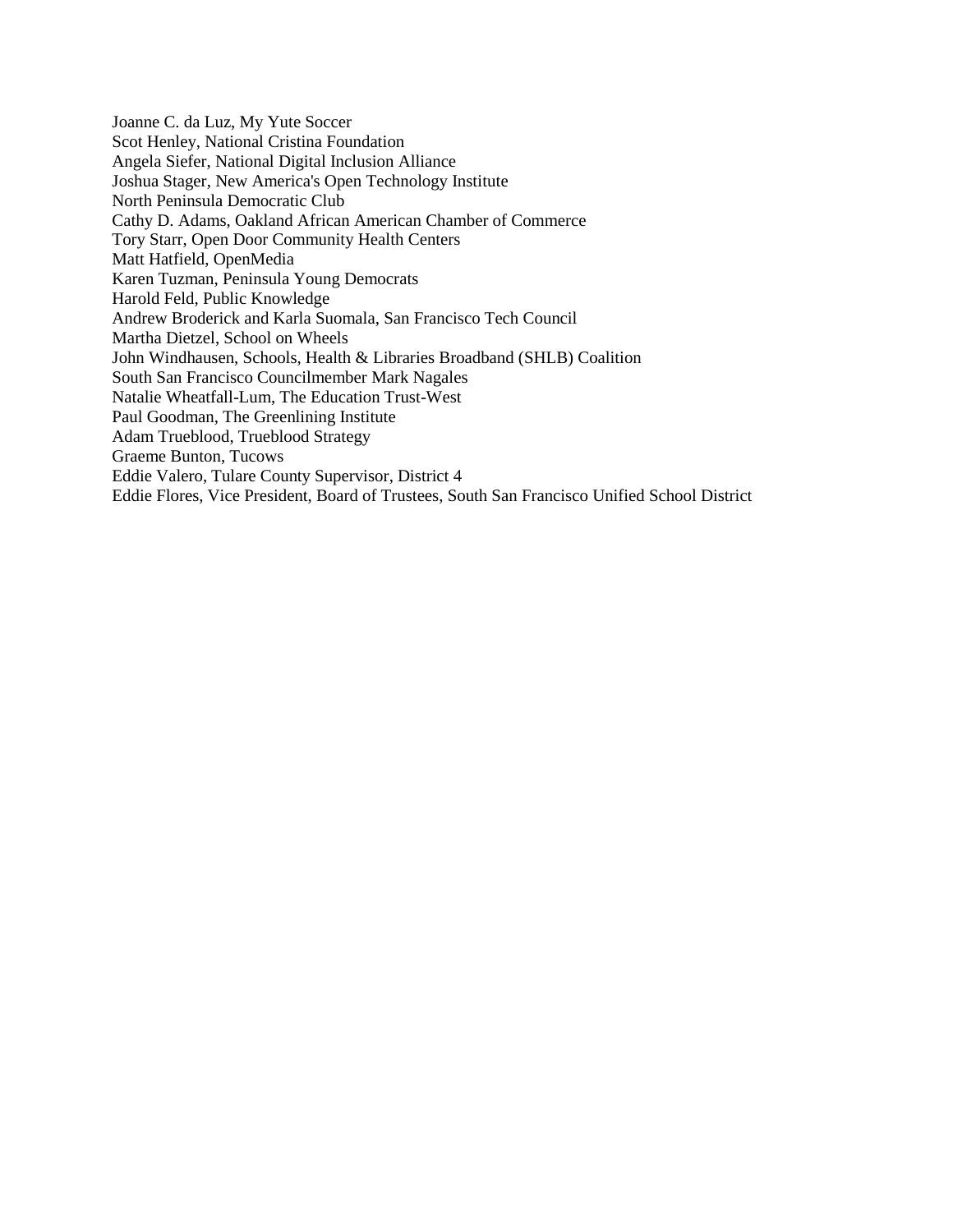Joanne C. da Luz, My Yute Soccer
Scot Henley, National Cristina Foundation
Angela Siefer, National Digital Inclusion Alliance
Joshua Stager, New America's Open Technology Institute
North Peninsula Democratic Club
Cathy D. Adams, Oakland African American Chamber of Commerce
Tory Starr, Open Door Community Health Centers
Matt Hatfield, OpenMedia
Karen Tuzman, Peninsula Young Democrats
Harold Feld, Public Knowledge
Andrew Broderick and Karla Suomala, San Francisco Tech Council
Martha Dietzel, School on Wheels
John Windhausen, Schools, Health & Libraries Broadband (SHLB) Coalition
South San Francisco Councilmember Mark Nagales
Natalie Wheatfall-Lum, The Education Trust-West
Paul Goodman, The Greenlining Institute
Adam Trueblood, Trueblood Strategy
Graeme Bunton, Tucows
Eddie Valero, Tulare County Supervisor, District 4
Eddie Flores, Vice President, Board of Trustees, South San Francisco Unified School District